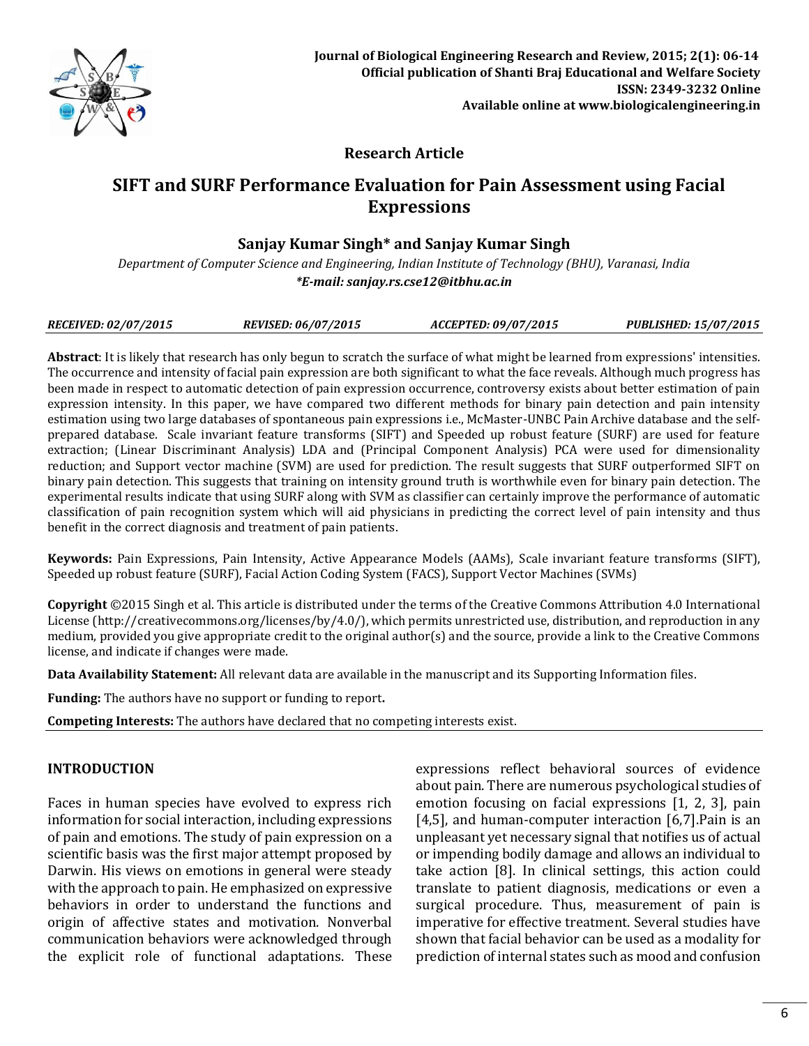**Journal of Biological Engineering Research and Review, 2015; 2(1): 06-14**
**Official publication of Shanti Braj Educational and Welfare Society**
**ISSN: 2349-3232 Online**
**Available online at www.biologicalengineering.in**

**Research Article**

# SIFT and SURF Performance Evaluation for Pain Assessment using Facial Expressions

**Sanjay Kumar Singh* and Sanjay Kumar Singh**

*Department of Computer Science and Engineering, Indian Institute of Technology (BHU), Varanasi, India*
***E-mail: sanjay.rs.cse12@itbhu.ac.in***

*RECEIVED: 02/07/2015* *REVISED: 06/07/2015* *ACCEPTED: 09/07/2015* *PUBLISHED: 15/07/2015*

**Abstract**: It is likely that research has only begun to scratch the surface of what might be learned from expressions' intensities. The occurrence and intensity of facial pain expression are both significant to what the face reveals. Although much progress has been made in respect to automatic detection of pain expression occurrence, controversy exists about better estimation of pain expression intensity. In this paper, we have compared two different methods for binary pain detection and pain intensity estimation using two large databases of spontaneous pain expressions i.e., McMaster-UNBC Pain Archive database and the self-prepared database. Scale invariant feature transforms (SIFT) and Speeded up robust feature (SURF) are used for feature extraction; (Linear Discriminant Analysis) LDA and (Principal Component Analysis) PCA were used for dimensionality reduction; and Support vector machine (SVM) are used for prediction. The result suggests that SURF outperformed SIFT on binary pain detection. This suggests that training on intensity ground truth is worthwhile even for binary pain detection. The experimental results indicate that using SURF along with SVM as classifier can certainly improve the performance of automatic classification of pain recognition system which will aid physicians in predicting the correct level of pain intensity and thus benefit in the correct diagnosis and treatment of pain patients.

**Keywords:** Pain Expressions, Pain Intensity, Active Appearance Models (AAMs), Scale invariant feature transforms (SIFT), Speeded up robust feature (SURF), Facial Action Coding System (FACS), Support Vector Machines (SVMs)

**Copyright** ©2015 Singh et al. This article is distributed under the terms of the Creative Commons Attribution 4.0 International License (http://creativecommons.org/licenses/by/4.0/), which permits unrestricted use, distribution, and reproduction in any medium, provided you give appropriate credit to the original author(s) and the source, provide a link to the Creative Commons license, and indicate if changes were made.

**Data Availability Statement:** All relevant data are available in the manuscript and its Supporting Information files.

**Funding:** The authors have no support or funding to report**.**

**Competing Interests:** The authors have declared that no competing interests exist.

## INTRODUCTION

Faces in human species have evolved to express rich information for social interaction, including expressions of pain and emotions. The study of pain expression on a scientific basis was the first major attempt proposed by Darwin. His views on emotions in general were steady with the approach to pain. He emphasized on expressive behaviors in order to understand the functions and origin of affective states and motivation. Nonverbal communication behaviors were acknowledged through the explicit role of functional adaptations. These expressions reflect behavioral sources of evidence about pain. There are numerous psychological studies of emotion focusing on facial expressions [1, 2, 3], pain [4,5], and human-computer interaction [6,7].Pain is an unpleasant yet necessary signal that notifies us of actual or impending bodily damage and allows an individual to take action [8]. In clinical settings, this action could translate to patient diagnosis, medications or even a surgical procedure. Thus, measurement of pain is imperative for effective treatment. Several studies have shown that facial behavior can be used as a modality for prediction of internal states such as mood and confusion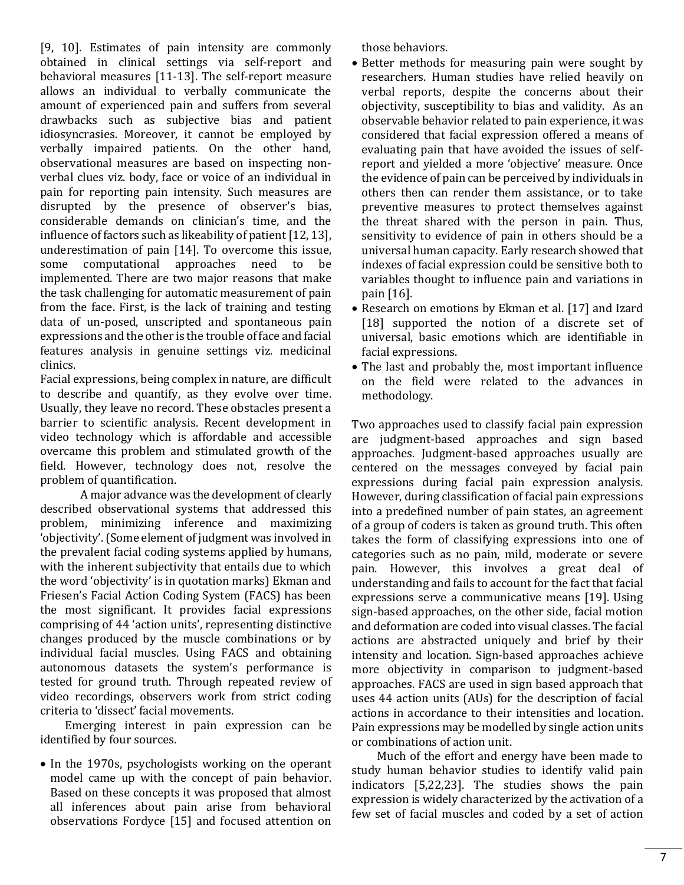[9, 10]. Estimates of pain intensity are commonly obtained in clinical settings via self-report and behavioral measures [11-13]. The self-report measure allows an individual to verbally communicate the amount of experienced pain and suffers from several drawbacks such as subjective bias and patient idiosyncrasies. Moreover, it cannot be employed by verbally impaired patients. On the other hand, observational measures are based on inspecting non-verbal clues viz. body, face or voice of an individual in pain for reporting pain intensity. Such measures are disrupted by the presence of observer's bias, considerable demands on clinician's time, and the influence of factors such as likeability of patient [12, 13], underestimation of pain [14]. To overcome this issue, some computational approaches need to be implemented. There are two major reasons that make the task challenging for automatic measurement of pain from the face. First, is the lack of training and testing data of un-posed, unscripted and spontaneous pain expressions and the other is the trouble of face and facial features analysis in genuine settings viz. medicinal clinics.

Facial expressions, being complex in nature, are difficult to describe and quantify, as they evolve over time. Usually, they leave no record. These obstacles present a barrier to scientific analysis. Recent development in video technology which is affordable and accessible overcame this problem and stimulated growth of the field. However, technology does not, resolve the problem of quantification.

A major advance was the development of clearly described observational systems that addressed this problem, minimizing inference and maximizing 'objectivity'. (Some element of judgment was involved in the prevalent facial coding systems applied by humans, with the inherent subjectivity that entails due to which the word 'objectivity' is in quotation marks) Ekman and Friesen's Facial Action Coding System (FACS) has been the most significant. It provides facial expressions comprising of 44 'action units', representing distinctive changes produced by the muscle combinations or by individual facial muscles. Using FACS and obtaining autonomous datasets the system's performance is tested for ground truth. Through repeated review of video recordings, observers work from strict coding criteria to 'dissect' facial movements.

Emerging interest in pain expression can be identified by four sources.

- In the 1970s, psychologists working on the operant model came up with the concept of pain behavior. Based on these concepts it was proposed that almost all inferences about pain arise from behavioral observations Fordyce [15] and focused attention on those behaviors.
- Better methods for measuring pain were sought by researchers. Human studies have relied heavily on verbal reports, despite the concerns about their objectivity, susceptibility to bias and validity. As an observable behavior related to pain experience, it was considered that facial expression offered a means of evaluating pain that have avoided the issues of self-report and yielded a more 'objective' measure. Once the evidence of pain can be perceived by individuals in others then can render them assistance, or to take preventive measures to protect themselves against the threat shared with the person in pain. Thus, sensitivity to evidence of pain in others should be a universal human capacity. Early research showed that indexes of facial expression could be sensitive both to variables thought to influence pain and variations in pain [16].
- Research on emotions by Ekman et al. [17] and Izard [18] supported the notion of a discrete set of universal, basic emotions which are identifiable in facial expressions.
- The last and probably the, most important influence on the field were related to the advances in methodology.

Two approaches used to classify facial pain expression are judgment-based approaches and sign based approaches. Judgment-based approaches usually are centered on the messages conveyed by facial pain expressions during facial pain expression analysis. However, during classification of facial pain expressions into a predefined number of pain states, an agreement of a group of coders is taken as ground truth. This often takes the form of classifying expressions into one of categories such as no pain, mild, moderate or severe pain. However, this involves a great deal of understanding and fails to account for the fact that facial expressions serve a communicative means [19]. Using sign-based approaches, on the other side, facial motion and deformation are coded into visual classes. The facial actions are abstracted uniquely and brief by their intensity and location. Sign-based approaches achieve more objectivity in comparison to judgment-based approaches. FACS are used in sign based approach that uses 44 action units (AUs) for the description of facial actions in accordance to their intensities and location. Pain expressions may be modelled by single action units or combinations of action unit.

Much of the effort and energy have been made to study human behavior studies to identify valid pain indicators [5,22,23]. The studies shows the pain expression is widely characterized by the activation of a few set of facial muscles and coded by a set of action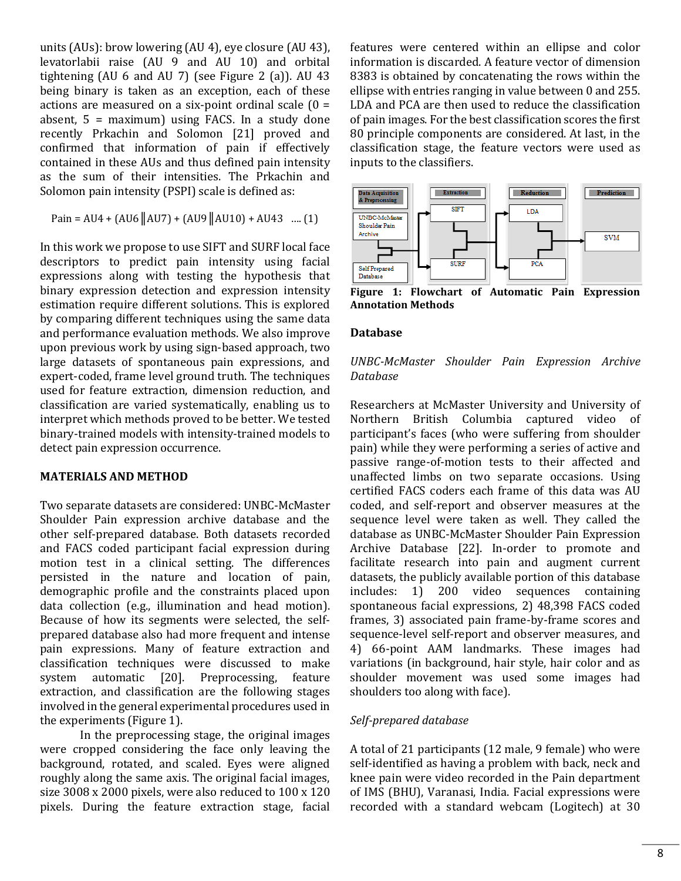units (AUs): brow lowering (AU 4), eye closure (AU 43), levatorlabii raise (AU 9 and AU 10) and orbital tightening (AU 6 and AU 7) (see Figure 2 (a)). AU 43 being binary is taken as an exception, each of these actions are measured on a six-point ordinal scale (0 = absent, 5 = maximum) using FACS. In a study done recently Prkachin and Solomon [21] proved and confirmed that information of pain if effectively contained in these AUs and thus defined pain intensity as the sum of their intensities. The Prkachin and Solomon pain intensity (PSPI) scale is defined as:

$$\text{Pain} = \text{AU4} + (\text{AU6} \,\|\, \text{AU7}) + (\text{AU9} \,\|\, \text{AU10}) + \text{AU43} \quad \text{.... (1)}$$

In this work we propose to use SIFT and SURF local face descriptors to predict pain intensity using facial expressions along with testing the hypothesis that binary expression detection and expression intensity estimation require different solutions. This is explored by comparing different techniques using the same data and performance evaluation methods. We also improve upon previous work by using sign-based approach, two large datasets of spontaneous pain expressions, and expert-coded, frame level ground truth. The techniques used for feature extraction, dimension reduction, and classification are varied systematically, enabling us to interpret which methods proved to be better. We tested binary-trained models with intensity-trained models to detect pain expression occurrence.

## MATERIALS AND METHOD

Two separate datasets are considered: UNBC-McMaster Shoulder Pain expression archive database and the other self-prepared database. Both datasets recorded and FACS coded participant facial expression during motion test in a clinical setting. The differences persisted in the nature and location of pain, demographic profile and the constraints placed upon data collection (e.g., illumination and head motion). Because of how its segments were selected, the self-prepared database also had more frequent and intense pain expressions. Many of feature extraction and classification techniques were discussed to make system automatic [20]. Preprocessing, feature extraction, and classification are the following stages involved in the general experimental procedures used in the experiments (Figure 1).

In the preprocessing stage, the original images were cropped considering the face only leaving the background, rotated, and scaled. Eyes were aligned roughly along the same axis. The original facial images, size 3008 x 2000 pixels, were also reduced to 100 x 120 pixels. During the feature extraction stage, facial features were centered within an ellipse and color information is discarded. A feature vector of dimension 8383 is obtained by concatenating the rows within the ellipse with entries ranging in value between 0 and 255. LDA and PCA are then used to reduce the classification of pain images. For the best classification scores the first 80 principle components are considered. At last, in the classification stage, the feature vectors were used as inputs to the classifiers.

| Data Acquisition & Preprocessing | Extraction | Reduction | Prediction |
|---|---|---|---|
| UNBC-McMaster Shoulder Pain Archive | SIFT | LDA | SVM |
| Self Prepared Database | SURF | PCA | |

**Figure 1: Flowchart of Automatic Pain Expression Annotation Methods**

## Database

### *UNBC-McMaster Shoulder Pain Expression Archive Database*

Researchers at McMaster University and University of Northern British Columbia captured video of participant's faces (who were suffering from shoulder pain) while they were performing a series of active and passive range-of-motion tests to their affected and unaffected limbs on two separate occasions. Using certified FACS coders each frame of this data was AU coded, and self-report and observer measures at the sequence level were taken as well. They called the database as UNBC-McMaster Shoulder Pain Expression Archive Database [22]. In-order to promote and facilitate research into pain and augment current datasets, the publicly available portion of this database includes: 1) 200 video sequences containing spontaneous facial expressions, 2) 48,398 FACS coded frames, 3) associated pain frame-by-frame scores and sequence-level self-report and observer measures, and 4) 66-point AAM landmarks. These images had variations (in background, hair style, hair color and as shoulder movement was used some images had shoulders too along with face).

### *Self-prepared database*

A total of 21 participants (12 male, 9 female) who were self-identified as having a problem with back, neck and knee pain were video recorded in the Pain department of IMS (BHU), Varanasi, India. Facial expressions were recorded with a standard webcam (Logitech) at 30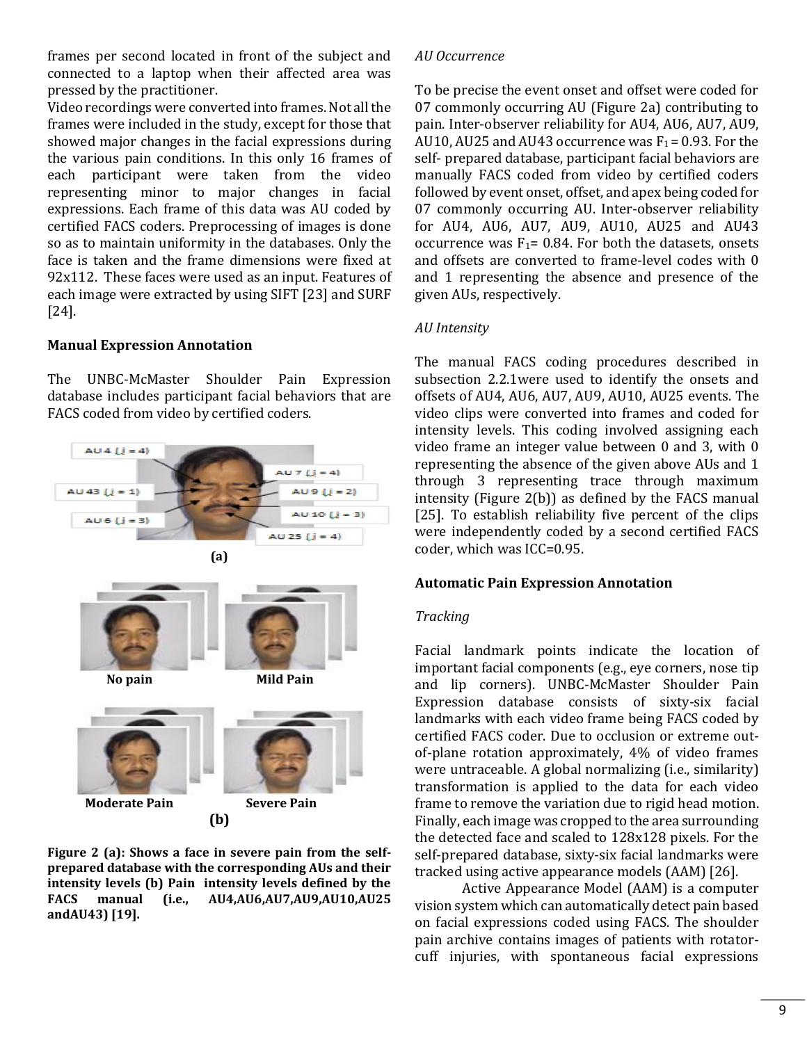frames per second located in front of the subject and connected to a laptop when their affected area was pressed by the practitioner.

Video recordings were converted into frames. Not all the frames were included in the study, except for those that showed major changes in the facial expressions during the various pain conditions. In this only 16 frames of each participant were taken from the video representing minor to major changes in facial expressions. Each frame of this data was AU coded by certified FACS coders. Preprocessing of images is done so as to maintain uniformity in the databases. Only the face is taken and the frame dimensions were fixed at 92x112. These faces were used as an input. Features of each image were extracted by using SIFT [23] and SURF [24].

### Manual Expression Annotation

The UNBC-McMaster Shoulder Pain Expression database includes participant facial behaviors that are FACS coded from video by certified coders.

**Figure 2 (a): Shows a face in severe pain from the self-prepared database with the corresponding AUs and their intensity levels (b) Pain intensity levels defined by the FACS manual (i.e., AU4,AU6,AU7,AU9,AU10,AU25 andAU43) [19].**

*AU Occurrence*

To be precise the event onset and offset were coded for 07 commonly occurring AU (Figure 2a) contributing to pain. Inter-observer reliability for AU4, AU6, AU7, AU9, AU10, AU25 and AU43 occurrence was $F_1 = 0.93$. For the self- prepared database, participant facial behaviors are manually FACS coded from video by certified coders followed by event onset, offset, and apex being coded for 07 commonly occurring AU. Inter-observer reliability for AU4, AU6, AU7, AU9, AU10, AU25 and AU43 occurrence was $F_1 = 0.84$. For both the datasets, onsets and offsets are converted to frame-level codes with 0 and 1 representing the absence and presence of the given AUs, respectively.

*AU Intensity*

The manual FACS coding procedures described in subsection 2.2.1were used to identify the onsets and offsets of AU4, AU6, AU7, AU9, AU10, AU25 events. The video clips were converted into frames and coded for intensity levels. This coding involved assigning each video frame an integer value between 0 and 3, with 0 representing the absence of the given above AUs and 1 through 3 representing trace through maximum intensity (Figure 2(b)) as defined by the FACS manual [25]. To establish reliability five percent of the clips were independently coded by a second certified FACS coder, which was ICC=0.95.

### Automatic Pain Expression Annotation

*Tracking*

Facial landmark points indicate the location of important facial components (e.g., eye corners, nose tip and lip corners). UNBC-McMaster Shoulder Pain Expression database consists of sixty-six facial landmarks with each video frame being FACS coded by certified FACS coder. Due to occlusion or extreme out-of-plane rotation approximately, 4% of video frames were untraceable. A global normalizing (i.e., similarity) transformation is applied to the data for each video frame to remove the variation due to rigid head motion. Finally, each image was cropped to the area surrounding the detected face and scaled to 128x128 pixels. For the self-prepared database, sixty-six facial landmarks were tracked using active appearance models (AAM) [26].

Active Appearance Model (AAM) is a computer vision system which can automatically detect pain based on facial expressions coded using FACS. The shoulder pain archive contains images of patients with rotator-cuff injuries, with spontaneous facial expressions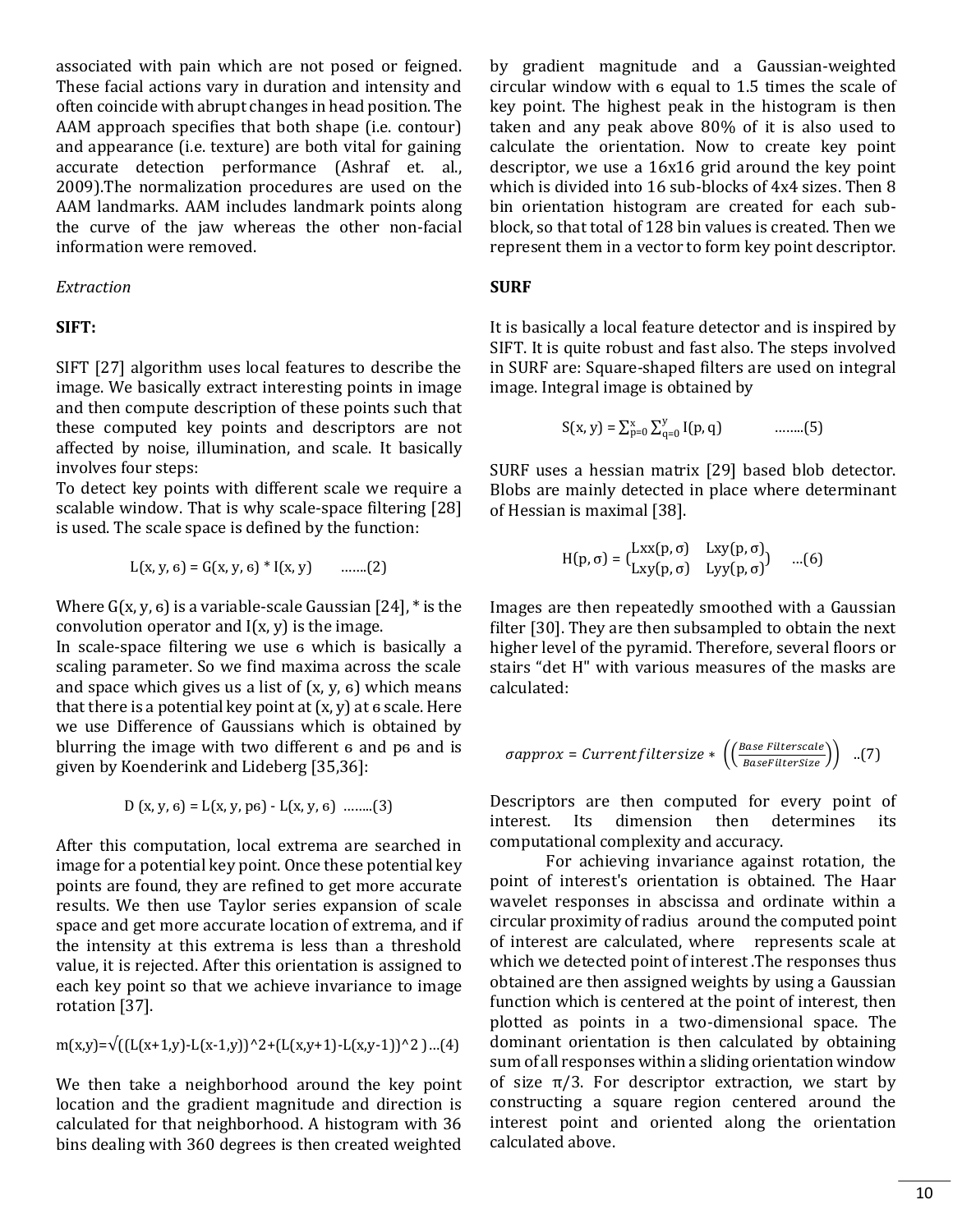associated with pain which are not posed or feigned. These facial actions vary in duration and intensity and often coincide with abrupt changes in head position. The AAM approach specifies that both shape (i.e. contour) and appearance (i.e. texture) are both vital for gaining accurate detection performance (Ashraf et. al., 2009).The normalization procedures are used on the AAM landmarks. AAM includes landmark points along the curve of the jaw whereas the other non-facial information were removed.

*Extraction*

**SIFT:**

SIFT [27] algorithm uses local features to describe the image. We basically extract interesting points in image and then compute description of these points such that these computed key points and descriptors are not affected by noise, illumination, and scale. It basically involves four steps:
To detect key points with different scale we require a scalable window. That is why scale-space filtering [28] is used. The scale space is defined by the function:

$$L(x, y, \sigma) = G(x, y, \sigma) * I(x, y) \quad \text{.......(2)}$$

Where $G(x, y, \sigma)$ is a variable-scale Gaussian [24], * is the convolution operator and $I(x, y)$ is the image.
In scale-space filtering we use $\sigma$ which is basically a scaling parameter. So we find maxima across the scale and space which gives us a list of $(x, y, \sigma)$ which means that there is a potential key point at $(x, y)$ at $\sigma$ scale. Here we use Difference of Gaussians which is obtained by blurring the image with two different $\sigma$ and $p\sigma$ and is given by Koenderink and Lideberg [35,36]:

$$D(x, y, \sigma) = L(x, y, p\sigma) - L(x, y, \sigma) \quad \text{........(3)}$$

After this computation, local extrema are searched in image for a potential key point. Once these potential key points are found, they are refined to get more accurate results. We then use Taylor series expansion of scale space and get more accurate location of extrema, and if the intensity at this extrema is less than a threshold value, it is rejected. After this orientation is assigned to each key point so that we achieve invariance to image rotation [37].

$$m(x,y)=\sqrt{(L(x+1,y)-L(x-1,y))^2+(L(x,y+1)-L(x,y-1))^2} \quad \text{...(4)}$$

We then take a neighborhood around the key point location and the gradient magnitude and direction is calculated for that neighborhood. A histogram with 36 bins dealing with 360 degrees is then created weighted by gradient magnitude and a Gaussian-weighted circular window with $\sigma$ equal to 1.5 times the scale of key point. The highest peak in the histogram is then taken and any peak above 80% of it is also used to calculate the orientation. Now to create key point descriptor, we use a 16x16 grid around the key point which is divided into 16 sub-blocks of 4x4 sizes. Then 8 bin orientation histogram are created for each sub-block, so that total of 128 bin values is created. Then we represent them in a vector to form key point descriptor.

**SURF**

It is basically a local feature detector and is inspired by SIFT. It is quite robust and fast also. The steps involved in SURF are: Square-shaped filters are used on integral image. Integral image is obtained by

$$S(x, y) = \sum_{p=0}^{x} \sum_{q=0}^{y} I(p, q) \quad \text{........(5)}$$

SURF uses a hessian matrix [29] based blob detector. Blobs are mainly detected in place where determinant of Hessian is maximal [38].

$$H(p, \sigma) = \begin{pmatrix} Lxx(p, \sigma) & Lxy(p, \sigma) \\ Lxy(p, \sigma) & Lyy(p, \sigma) \end{pmatrix} \quad \text{...(6)}$$

Images are then repeatedly smoothed with a Gaussian filter [30]. They are then subsampled to obtain the next higher level of the pyramid. Therefore, several floors or stairs "det H" with various measures of the masks are calculated:

$$\sigma approx = Current filtersize * \left( \left( \frac{Base\ Filterscale}{BaseFilterSize} \right) \right) \quad \text{..(7)}$$

Descriptors are then computed for every point of interest. Its dimension then determines its computational complexity and accuracy.

For achieving invariance against rotation, the point of interest's orientation is obtained. The Haar wavelet responses in abscissa and ordinate within a circular proximity of radius around the computed point of interest are calculated, where represents scale at which we detected point of interest .The responses thus obtained are then assigned weights by using a Gaussian function which is centered at the point of interest, then plotted as points in a two-dimensional space. The dominant orientation is then calculated by obtaining sum of all responses within a sliding orientation window of size $\pi/3$. For descriptor extraction, we start by constructing a square region centered around the interest point and oriented along the orientation calculated above.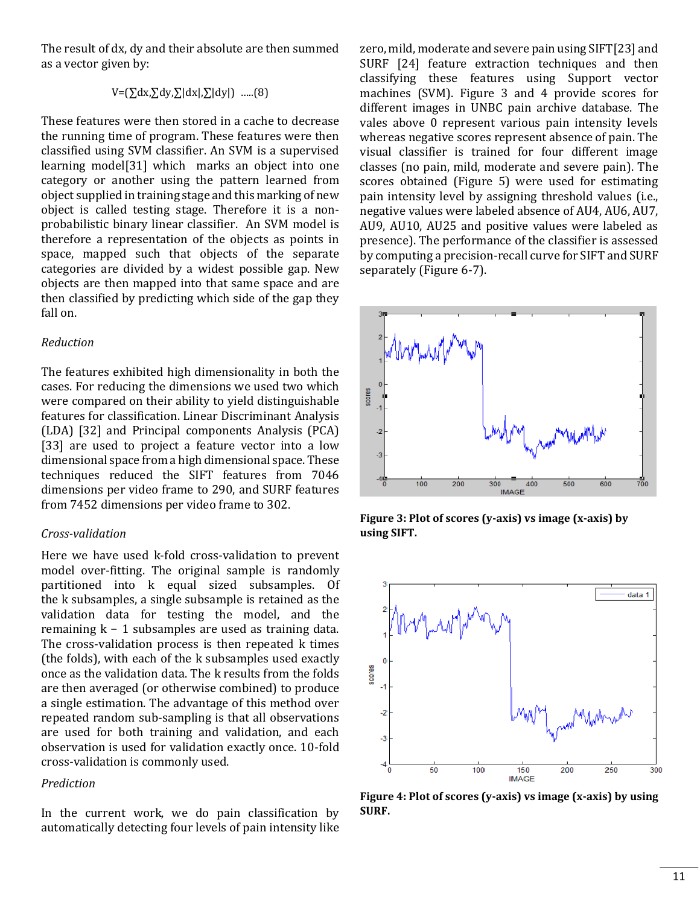The result of dx, dy and their absolute are then summed as a vector given by:

$$V=(\sum dx,\sum dy,\sum|dx|,\sum|dy|) \quad .....(8)$$

These features were then stored in a cache to decrease the running time of program. These features were then classified using SVM classifier. An SVM is a supervised learning model[31] which marks an object into one category or another using the pattern learned from object supplied in training stage and this marking of new object is called testing stage. Therefore it is a non-probabilistic binary linear classifier. An SVM model is therefore a representation of the objects as points in space, mapped such that objects of the separate categories are divided by a widest possible gap. New objects are then mapped into that same space and are then classified by predicting which side of the gap they fall on.

*Reduction*

The features exhibited high dimensionality in both the cases. For reducing the dimensions we used two which were compared on their ability to yield distinguishable features for classification. Linear Discriminant Analysis (LDA) [32] and Principal components Analysis (PCA) [33] are used to project a feature vector into a low dimensional space from a high dimensional space. These techniques reduced the SIFT features from 7046 dimensions per video frame to 290, and SURF features from 7452 dimensions per video frame to 302.

*Cross-validation*

Here we have used k-fold cross-validation to prevent model over-fitting. The original sample is randomly partitioned into k equal sized subsamples. Of the k subsamples, a single subsample is retained as the validation data for testing the model, and the remaining k − 1 subsamples are used as training data. The cross-validation process is then repeated k times (the folds), with each of the k subsamples used exactly once as the validation data. The k results from the folds are then averaged (or otherwise combined) to produce a single estimation. The advantage of this method over repeated random sub-sampling is that all observations are used for both training and validation, and each observation is used for validation exactly once. 10-fold cross-validation is commonly used.

*Prediction*

In the current work, we do pain classification by automatically detecting four levels of pain intensity like zero, mild, moderate and severe pain using SIFT[23] and SURF [24] feature extraction techniques and then classifying these features using Support vector machines (SVM). Figure 3 and 4 provide scores for different images in UNBC pain archive database. The vales above 0 represent various pain intensity levels whereas negative scores represent absence of pain. The visual classifier is trained for four different image classes (no pain, mild, moderate and severe pain). The scores obtained (Figure 5) were used for estimating pain intensity level by assigning threshold values (i.e., negative values were labeled absence of AU4, AU6, AU7, AU9, AU10, AU25 and positive values were labeled as presence). The performance of the classifier is assessed by computing a precision-recall curve for SIFT and SURF separately (Figure 6-7).

**Figure 3: Plot of scores (y-axis) vs image (x-axis) by using SIFT.**

**Figure 4: Plot of scores (y-axis) vs image (x-axis) by using SURF.**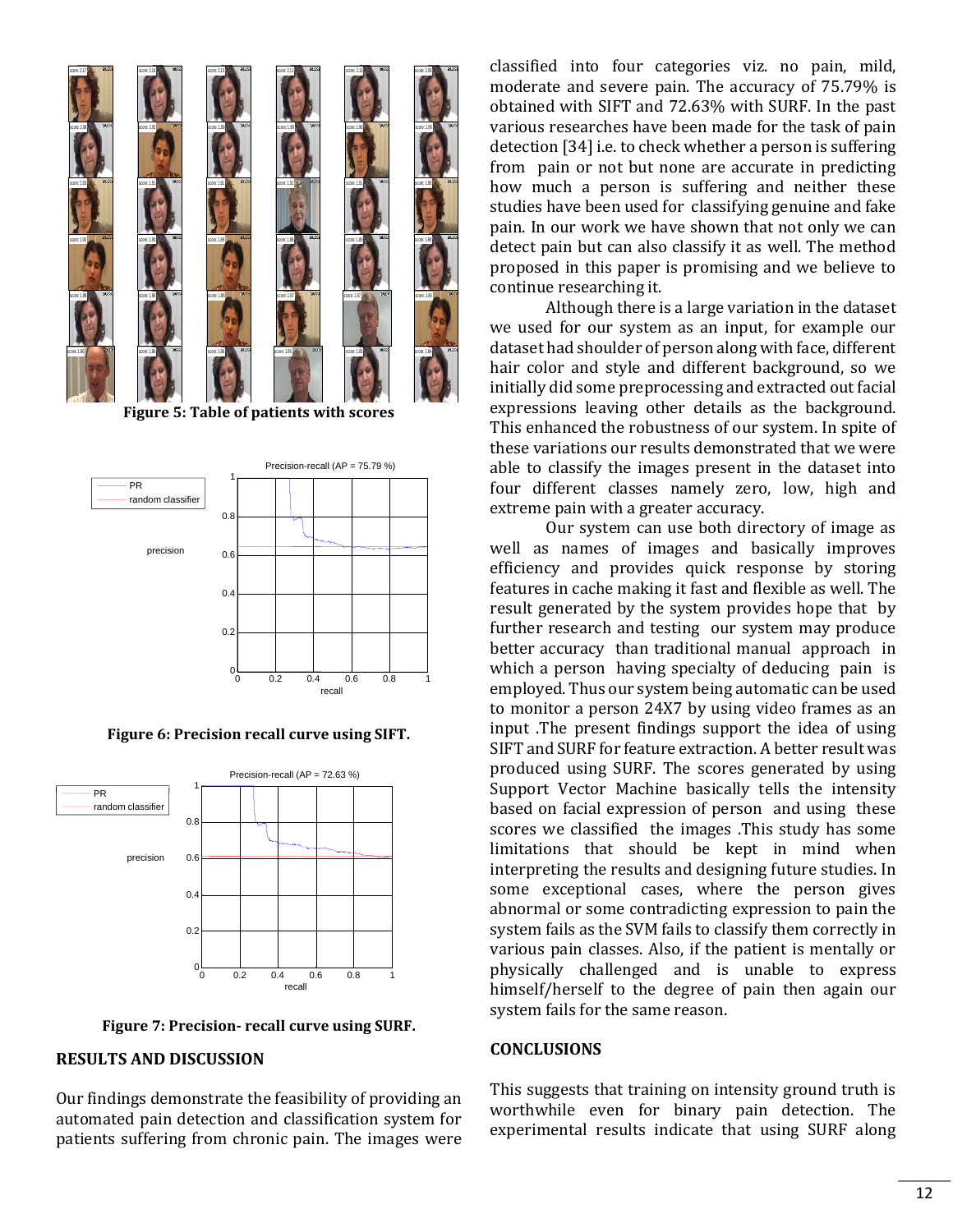Figure 5: Table of patients with scores

Figure 6: Precision recall curve using SIFT.

Figure 7: Precision- recall curve using SURF.

## RESULTS AND DISCUSSION

Our findings demonstrate the feasibility of providing an automated pain detection and classification system for patients suffering from chronic pain. The images were classified into four categories viz. no pain, mild, moderate and severe pain. The accuracy of 75.79% is obtained with SIFT and 72.63% with SURF. In the past various researches have been made for the task of pain detection [34] i.e. to check whether a person is suffering from pain or not but none are accurate in predicting how much a person is suffering and neither these studies have been used for classifying genuine and fake pain. In our work we have shown that not only we can detect pain but can also classify it as well. The method proposed in this paper is promising and we believe to continue researching it.

Although there is a large variation in the dataset we used for our system as an input, for example our dataset had shoulder of person along with face, different hair color and style and different background, so we initially did some preprocessing and extracted out facial expressions leaving other details as the background. This enhanced the robustness of our system. In spite of these variations our results demonstrated that we were able to classify the images present in the dataset into four different classes namely zero, low, high and extreme pain with a greater accuracy.

Our system can use both directory of image as well as names of images and basically improves efficiency and provides quick response by storing features in cache making it fast and flexible as well. The result generated by the system provides hope that by further research and testing our system may produce better accuracy than traditional manual approach in which a person having specialty of deducing pain is employed. Thus our system being automatic can be used to monitor a person 24X7 by using video frames as an input .The present findings support the idea of using SIFT and SURF for feature extraction. A better result was produced using SURF. The scores generated by using Support Vector Machine basically tells the intensity based on facial expression of person and using these scores we classified the images .This study has some limitations that should be kept in mind when interpreting the results and designing future studies. In some exceptional cases, where the person gives abnormal or some contradicting expression to pain the system fails as the SVM fails to classify them correctly in various pain classes. Also, if the patient is mentally or physically challenged and is unable to express himself/herself to the degree of pain then again our system fails for the same reason.

## CONCLUSIONS

This suggests that training on intensity ground truth is worthwhile even for binary pain detection. The experimental results indicate that using SURF along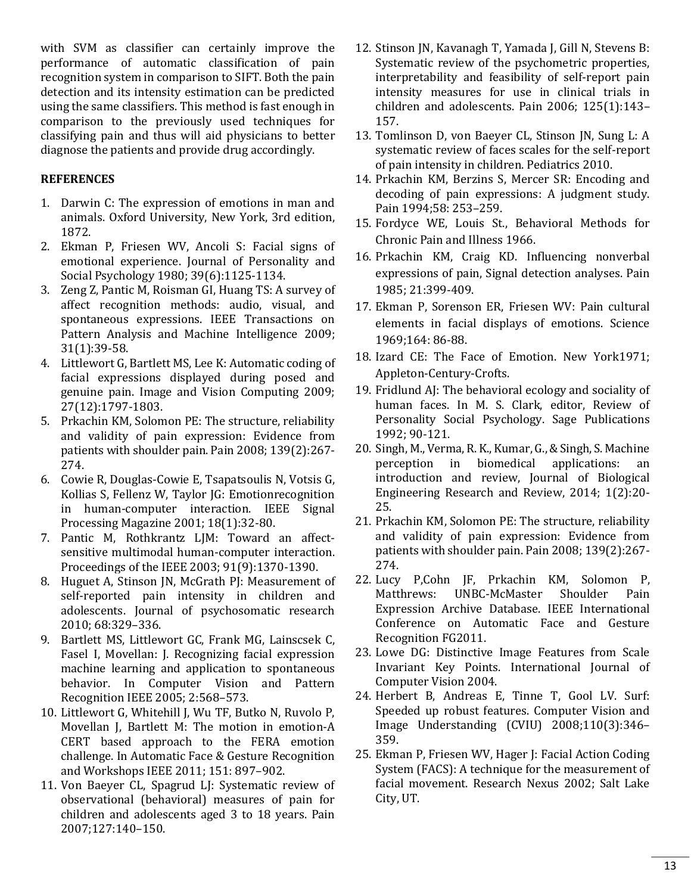with SVM as classifier can certainly improve the performance of automatic classification of pain recognition system in comparison to SIFT. Both the pain detection and its intensity estimation can be predicted using the same classifiers. This method is fast enough in comparison to the previously used techniques for classifying pain and thus will aid physicians to better diagnose the patients and provide drug accordingly.

## REFERENCES

1. Darwin C: The expression of emotions in man and animals. Oxford University, New York, 3rd edition, 1872.
2. Ekman P, Friesen WV, Ancoli S: Facial signs of emotional experience. Journal of Personality and Social Psychology 1980; 39(6):1125-1134.
3. Zeng Z, Pantic M, Roisman GI, Huang TS: A survey of affect recognition methods: audio, visual, and spontaneous expressions. IEEE Transactions on Pattern Analysis and Machine Intelligence 2009; 31(1):39-58.
4. Littlewort G, Bartlett MS, Lee K: Automatic coding of facial expressions displayed during posed and genuine pain. Image and Vision Computing 2009; 27(12):1797-1803.
5. Prkachin KM, Solomon PE: The structure, reliability and validity of pain expression: Evidence from patients with shoulder pain. Pain 2008; 139(2):267-274.
6. Cowie R, Douglas-Cowie E, Tsapatsoulis N, Votsis G, Kollias S, Fellenz W, Taylor JG: Emotionrecognition in human-computer interaction. IEEE Signal Processing Magazine 2001; 18(1):32-80.
7. Pantic M, Rothkrantz LJM: Toward an affect-sensitive multimodal human-computer interaction. Proceedings of the IEEE 2003; 91(9):1370-1390.
8. Huguet A, Stinson JN, McGrath PJ: Measurement of self-reported pain intensity in children and adolescents. Journal of psychosomatic research 2010; 68:329–336.
9. Bartlett MS, Littlewort GC, Frank MG, Lainscsek C, Fasel I, Movellan: J. Recognizing facial expression machine learning and application to spontaneous behavior. In Computer Vision and Pattern Recognition IEEE 2005; 2:568–573.
10. Littlewort G, Whitehill J, Wu TF, Butko N, Ruvolo P, Movellan J, Bartlett M: The motion in emotion-A CERT based approach to the FERA emotion challenge. In Automatic Face & Gesture Recognition and Workshops IEEE 2011; 151: 897–902.
11. Von Baeyer CL, Spagrud LJ: Systematic review of observational (behavioral) measures of pain for children and adolescents aged 3 to 18 years. Pain 2007;127:140–150.
12. Stinson JN, Kavanagh T, Yamada J, Gill N, Stevens B: Systematic review of the psychometric properties, interpretability and feasibility of self-report pain intensity measures for use in clinical trials in children and adolescents. Pain 2006; 125(1):143–157.
13. Tomlinson D, von Baeyer CL, Stinson JN, Sung L: A systematic review of faces scales for the self-report of pain intensity in children. Pediatrics 2010.
14. Prkachin KM, Berzins S, Mercer SR: Encoding and decoding of pain expressions: A judgment study. Pain 1994;58: 253–259.
15. Fordyce WE, Louis St., Behavioral Methods for Chronic Pain and Illness 1966.
16. Prkachin KM, Craig KD. Influencing nonverbal expressions of pain, Signal detection analyses. Pain 1985; 21:399-409.
17. Ekman P, Sorenson ER, Friesen WV: Pain cultural elements in facial displays of emotions. Science 1969;164: 86-88.
18. Izard CE: The Face of Emotion. New York1971; Appleton-Century-Crofts.
19. Fridlund AJ: The behavioral ecology and sociality of human faces. In M. S. Clark, editor, Review of Personality Social Psychology. Sage Publications 1992; 90-121.
20. Singh, M., Verma, R. K., Kumar, G., & Singh, S. Machine perception in biomedical applications: an introduction and review, Journal of Biological Engineering Research and Review, 2014; 1(2):20-25.
21. Prkachin KM, Solomon PE: The structure, reliability and validity of pain expression: Evidence from patients with shoulder pain. Pain 2008; 139(2):267-274.
22. Lucy P,Cohn JF, Prkachin KM, Solomon P, Matthrews: UNBC-McMaster Shoulder Pain Expression Archive Database. IEEE International Conference on Automatic Face and Gesture Recognition FG2011.
23. Lowe DG: Distinctive Image Features from Scale Invariant Key Points. International Journal of Computer Vision 2004.
24. Herbert B, Andreas E, Tinne T, Gool LV. Surf: Speeded up robust features. Computer Vision and Image Understanding (CVIU) 2008;110(3):346–359.
25. Ekman P, Friesen WV, Hager J: Facial Action Coding System (FACS): A technique for the measurement of facial movement. Research Nexus 2002; Salt Lake City, UT.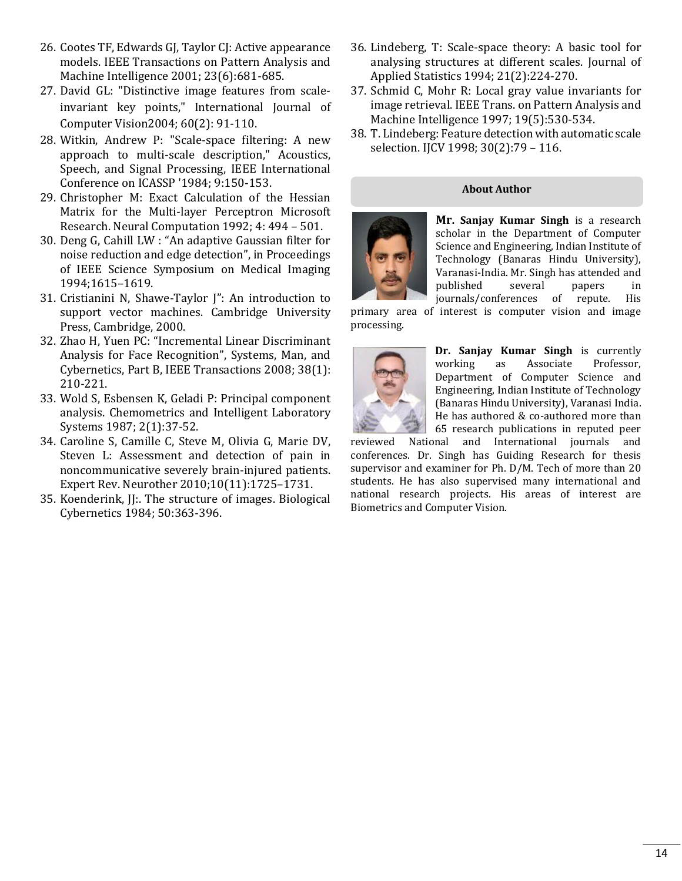26. Cootes TF, Edwards GJ, Taylor CJ: Active appearance models. IEEE Transactions on Pattern Analysis and Machine Intelligence 2001; 23(6):681-685.
27. David GL: "Distinctive image features from scale-invariant key points," International Journal of Computer Vision2004; 60(2): 91-110.
28. Witkin, Andrew P: "Scale-space filtering: A new approach to multi-scale description," Acoustics, Speech, and Signal Processing, IEEE International Conference on ICASSP '1984; 9:150-153.
29. Christopher M: Exact Calculation of the Hessian Matrix for the Multi-layer Perceptron Microsoft Research. Neural Computation 1992; 4: 494 – 501.
30. Deng G, Cahill LW : "An adaptive Gaussian filter for noise reduction and edge detection", in Proceedings of IEEE Science Symposium on Medical Imaging 1994;1615–1619.
31. Cristianini N, Shawe-Taylor J": An introduction to support vector machines. Cambridge University Press, Cambridge, 2000.
32. Zhao H, Yuen PC: "Incremental Linear Discriminant Analysis for Face Recognition", Systems, Man, and Cybernetics, Part B, IEEE Transactions 2008; 38(1): 210-221.
33. Wold S, Esbensen K, Geladi P: Principal component analysis. Chemometrics and Intelligent Laboratory Systems 1987; 2(1):37-52.
34. Caroline S, Camille C, Steve M, Olivia G, Marie DV, Steven L: Assessment and detection of pain in noncommunicative severely brain-injured patients. Expert Rev. Neurother 2010;10(11):1725–1731.
35. Koenderink, JJ:. The structure of images. Biological Cybernetics 1984; 50:363-396.
36. Lindeberg, T: Scale-space theory: A basic tool for analysing structures at different scales. Journal of Applied Statistics 1994; 21(2):224-270.
37. Schmid C, Mohr R: Local gray value invariants for image retrieval. IEEE Trans. on Pattern Analysis and Machine Intelligence 1997; 19(5):530-534.
38. T. Lindeberg: Feature detection with automatic scale selection. IJCV 1998; 30(2):79 – 116.

## About Author

**Mr. Sanjay Kumar Singh** is a research scholar in the Department of Computer Science and Engineering, Indian Institute of Technology (Banaras Hindu University), Varanasi-India. Mr. Singh has attended and published several papers in journals/conferences of repute. His primary area of interest is computer vision and image processing.

**Dr. Sanjay Kumar Singh** is currently working as Associate Professor, Department of Computer Science and Engineering, Indian Institute of Technology (Banaras Hindu University), Varanasi India. He has authored & co-authored more than 65 research publications in reputed peer reviewed National and International journals and conferences. Dr. Singh has Guiding Research for thesis supervisor and examiner for Ph. D/M. Tech of more than 20 students. He has also supervised many international and national research projects. His areas of interest are Biometrics and Computer Vision.